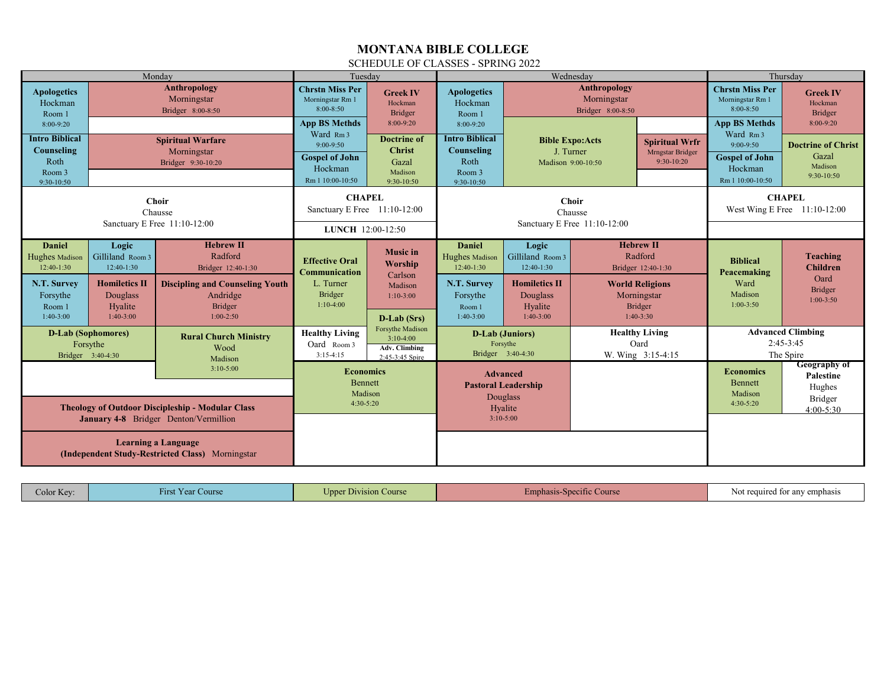# MONTANA BIBLE COLLEGE

SCHEDULE OF CLASSES - SPRING 2022

| Monday | Tuesday | Wednesday | Thursday |
|---|---|---|---|
| **Apologetics** Hockman Room 1 8:00-9:20 | **Chrstn Miss Per** Morningstar Rm 1 8:00-8:50 | **Apologetics** Hockman Room 1 8:00-9:20 | **Chrstn Miss Per** Morningstar Rm 1 8:00-8:50 |
| **Anthropology** Morningstar Bridger 8:00-8:50 | **Greek IV** Hockman Bridger 8:00-9:20 | **Anthropology** Morningstar Bridger 8:00-8:50 | **Greek IV** Hockman Bridger 8:00-9:20 |
| **Intro Biblical Counseling** Roth Room 3 9:30-10:50 | **App BS Methds** Ward Rm 3 9:00-9:50 | **Intro Biblical Counseling** Roth Room 3 9:30-10:50 | **App BS Methds** Ward Rm 3 9:00-9:50 |
| **Spiritual Warfare** Morningstar Bridger 9:30-10:20 | **Doctrine of Christ** Gazal Madison 9:30-10:50 | **Bible Expo:Acts** J. Turner Madison 9:00-10:50 | **Doctrine of Christ** Gazal Madison 9:30-10:50 |
| | **Gospel of John** Hockman Rm 1 10:00-10:50 | **Spiritual Wrfr** Mrngstar Bridger 9:30-10:20 | **Gospel of John** Hockman Rm 1 10:00-10:50 |
| **Choir** Chausse Sanctuary E Free 11:10-12:00 | **CHAPEL** Sanctuary E Free 11:10-12:00 | **Choir** Chausse Sanctuary E Free 11:10-12:00 | **CHAPEL** West Wing E Free 11:10-12:00 |
| | **LUNCH** 12:00-12:50 | | |
| **Daniel** Hughes Madison 12:40-1:30 | **Effective Oral Communication** L. Turner Bridger 1:10-4:00 | **Daniel** Hughes Madison 12:40-1:30 | **Biblical Peacemaking** Ward Madison 1:00-3:50 |
| **Logic** Gilliland Room 3 12:40-1:30 | **Music in Worship** Carlson Madison 1:10-3:00 | **Logic** Gilliland Room 3 12:40-1:30 | **Teaching Children** Oard Bridger 1:00-3:50 |
| **Hebrew II** Radford Bridger 12:40-1:30 | **D-Lab (Srs)** Forsythe Madison 3:10-4:00 | **Hebrew II** Radford Bridger 12:40-1:30 | |
| **N.T. Survey** Forsythe Room 1 1:40-3:00 | **Healthy Living** Oard Room 3 3:15-4:15 | **N.T. Survey** Forsythe Room 1 1:40-3:00 | **Advanced Climbing** 2:45-3:45 The Spire |
| **Homiletics II** Douglass Hyalite 1:40-3:00 | **Adv. Climbing** 2:45-3:45 Spire | **Homiletics II** Douglass Hyalite 1:40-3:00 | |
| **Discipling and Counseling Youth** Andridge Bridger 1:00-2:50 | | **World Religions** Morningstar Bridger 1:40-3:30 | |
| **D-Lab (Sophomores)** Forsythe Bridger 3:40-4:30 | | **D-Lab (Juniors)** Forsythe Bridger 3:40-4:30 | |
| **Rural Church Ministry** Wood Madison 3:10-5:00 | **Economics** Bennett Madison 4:30-5:20 | **Healthy Living** Oard W. Wing 3:15-4:15 | **Economics** Bennett Madison 4:30-5:20 |
| **Theology of Outdoor Discipleship - Modular Class** January 4-8 Bridger Denton/Vermillion | | **Advanced Pastoral Leadership** Douglass Hyalite 3:10-5:00 | **Geography of Palestine** Hughes Bridger 4:00-5:30 |
| **Learning a Language (Independent Study-Restricted Class)** Morningstar | | | |

| Color Key: | First Year Course | Upper Division Course | Emphasis-Specific Course | Not required for any emphasis |
|---|---|---|---|---|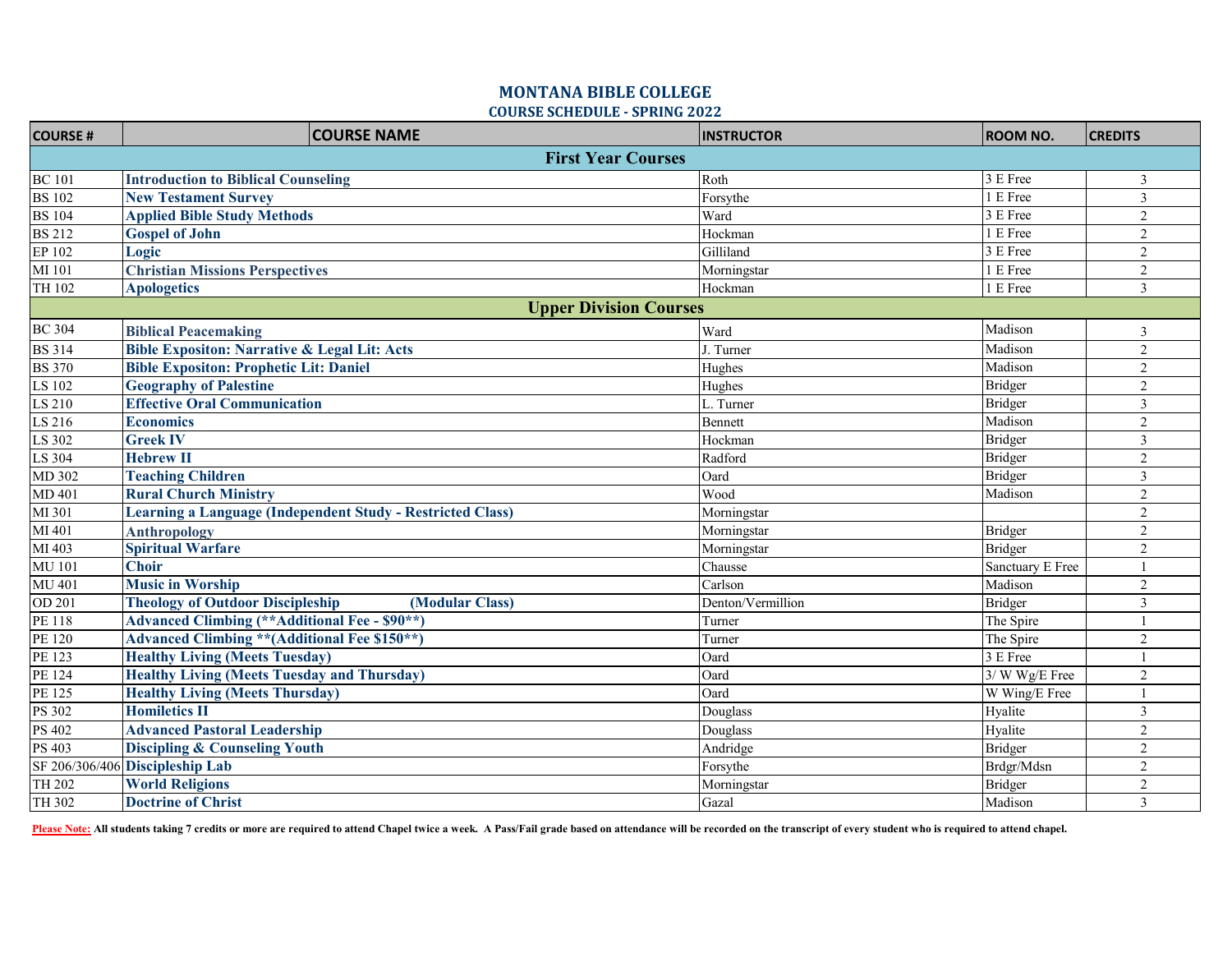# MONTANA BIBLE COLLEGE
## COURSE SCHEDULE - SPRING 2022

| COURSE # | COURSE NAME | INSTRUCTOR | ROOM NO. | CREDITS |
|---|---|---|---|---|
| | **First Year Courses** | | | |
| BC 101 | **Introduction to Biblical Counseling** | Roth | 3 E Free | 3 |
| BS 102 | **New Testament Survey** | Forsythe | 1 E Free | 3 |
| BS 104 | **Applied Bible Study Methods** | Ward | 3 E Free | 2 |
| BS 212 | **Gospel of John** | Hockman | 1 E Free | 2 |
| EP 102 | **Logic** | Gilliland | 3 E Free | 2 |
| MI 101 | **Christian Missions Perspectives** | Morningstar | 1 E Free | 2 |
| TH 102 | **Apologetics** | Hockman | 1 E Free | 3 |
| | **Upper Division Courses** | | | |
| BC 304 | **Biblical Peacemaking** | Ward | Madison | 3 |
| BS 314 | **Bible Expositon: Narrative & Legal Lit: Acts** | J. Turner | Madison | 2 |
| BS 370 | **Bible Expositon: Prophetic Lit: Daniel** | Hughes | Madison | 2 |
| LS 102 | **Geography of Palestine** | Hughes | Bridger | 2 |
| LS 210 | **Effective Oral Communication** | L. Turner | Bridger | 3 |
| LS 216 | **Economics** | Bennett | Madison | 2 |
| LS 302 | **Greek IV** | Hockman | Bridger | 3 |
| LS 304 | **Hebrew II** | Radford | Bridger | 2 |
| MD 302 | **Teaching Children** | Oard | Bridger | 3 |
| MD 401 | **Rural Church Ministry** | Wood | Madison | 2 |
| MI 301 | **Learning a Language (Independent Study - Restricted Class)** | Morningstar | | 2 |
| MI 401 | **Anthropology** | Morningstar | Bridger | 2 |
| MI 403 | **Spiritual Warfare** | Morningstar | Bridger | 2 |
| MU 101 | **Choir** | Chausse | Sanctuary E Free | 1 |
| MU 401 | **Music in Worship** | Carlson | Madison | 2 |
| OD 201 | **Theology of Outdoor Discipleship (Modular Class)** | Denton/Vermillion | Bridger | 3 |
| PE 118 | **Advanced Climbing (**Additional Fee - $90**)** | Turner | The Spire | 1 |
| PE 120 | **Advanced Climbing **(Additional Fee $150**)** | Turner | The Spire | 2 |
| PE 123 | **Healthy Living (Meets Tuesday)** | Oard | 3 E Free | 1 |
| PE 124 | **Healthy Living (Meets Tuesday and Thursday)** | Oard | 3/ W Wg/E Free | 2 |
| PE 125 | **Healthy Living (Meets Thursday)** | Oard | W Wing/E Free | 1 |
| PS 302 | **Homiletics II** | Douglass | Hyalite | 3 |
| PS 402 | **Advanced Pastoral Leadership** | Douglass | Hyalite | 2 |
| PS 403 | **Discipling & Counseling Youth** | Andridge | Bridger | 2 |
| SF 206/306/406 | **Discipleship Lab** | Forsythe | Brdgr/Mdsn | 2 |
| TH 202 | **World Religions** | Morningstar | Bridger | 2 |
| TH 302 | **Doctrine of Christ** | Gazal | Madison | 3 |

**Please Note: All students taking 7 credits or more are required to attend Chapel twice a week. A Pass/Fail grade based on attendance will be recorded on the transcript of every student who is required to attend chapel.**